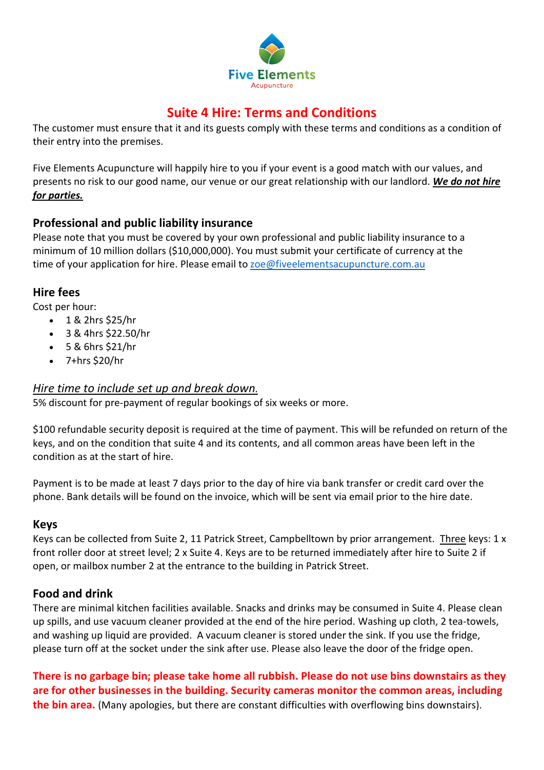Five Elements Acupuncture

# Suite 4 Hire: Terms and Conditions

The customer must ensure that it and its guests comply with these terms and conditions as a condition of their entry into the premises.

Five Elements Acupuncture will happily hire to you if your event is a good match with our values, and presents no risk to our good name, our venue or our great relationship with our landlord. ***We do not hire for parties.***

## Professional and public liability insurance

Please note that you must be covered by your own professional and public liability insurance to a minimum of 10 million dollars ($10,000,000). You must submit your certificate of currency at the time of your application for hire. Please email to zoe@fiveelementsacupuncture.com.au

## Hire fees

Cost per hour:

- 1 & 2hrs $25/hr
- 3 & 4hrs $22.50/hr
- 5 & 6hrs $21/hr
- 7+hrs $20/hr

*Hire time to include set up and break down.*

5% discount for pre-payment of regular bookings of six weeks or more.

$100 refundable security deposit is required at the time of payment. This will be refunded on return of the keys, and on the condition that suite 4 and its contents, and all common areas have been left in the condition as at the start of hire.

Payment is to be made at least 7 days prior to the day of hire via bank transfer or credit card over the phone. Bank details will be found on the invoice, which will be sent via email prior to the hire date.

## Keys

Keys can be collected from Suite 2, 11 Patrick Street, Campbelltown by prior arrangement. Three keys: 1 x front roller door at street level; 2 x Suite 4. Keys are to be returned immediately after hire to Suite 2 if open, or mailbox number 2 at the entrance to the building in Patrick Street.

## Food and drink

There are minimal kitchen facilities available. Snacks and drinks may be consumed in Suite 4. Please clean up spills, and use vacuum cleaner provided at the end of the hire period. Washing up cloth, 2 tea-towels, and washing up liquid are provided. A vacuum cleaner is stored under the sink. If you use the fridge, please turn off at the socket under the sink after use. Please also leave the door of the fridge open.

**There is no garbage bin; please take home all rubbish. Please do not use bins downstairs as they are for other businesses in the building. Security cameras monitor the common areas, including the bin area.** (Many apologies, but there are constant difficulties with overflowing bins downstairs).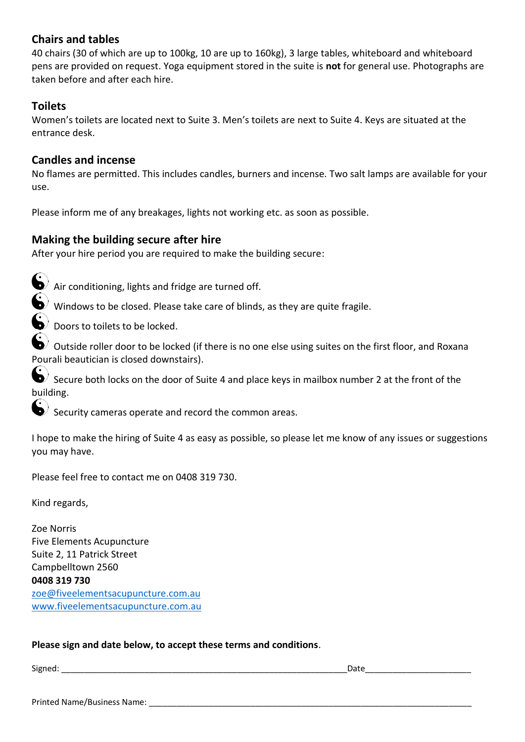## Chairs and tables

40 chairs (30 of which are up to 100kg, 10 are up to 160kg), 3 large tables, whiteboard and whiteboard pens are provided on request. Yoga equipment stored in the suite is **not** for general use. Photographs are taken before and after each hire.

## Toilets

Women's toilets are located next to Suite 3. Men's toilets are next to Suite 4. Keys are situated at the entrance desk.

## Candles and incense

No flames are permitted. This includes candles, burners and incense. Two salt lamps are available for your use.

Please inform me of any breakages, lights not working etc. as soon as possible.

## Making the building secure after hire

After your hire period you are required to make the building secure:

- Air conditioning, lights and fridge are turned off.
- Windows to be closed. Please take care of blinds, as they are quite fragile.
- Doors to toilets to be locked.
- Outside roller door to be locked (if there is no one else using suites on the first floor, and Roxana Pourali beautician is closed downstairs).
- Secure both locks on the door of Suite 4 and place keys in mailbox number 2 at the front of the building.
- Security cameras operate and record the common areas.

I hope to make the hiring of Suite 4 as easy as possible, so please let me know of any issues or suggestions you may have.

Please feel free to contact me on 0408 319 730.

Kind regards,

Zoe Norris
Five Elements Acupuncture
Suite 2, 11 Patrick Street
Campbelltown 2560
**0408 319 730**
zoe@fiveelementsacupuncture.com.au
www.fiveelementsacupuncture.com.au

**Please sign and date below, to accept these terms and conditions**.

Signed: ____________________________________________________________Date______________________

Printed Name/Business Name: _____________________________________________________________________